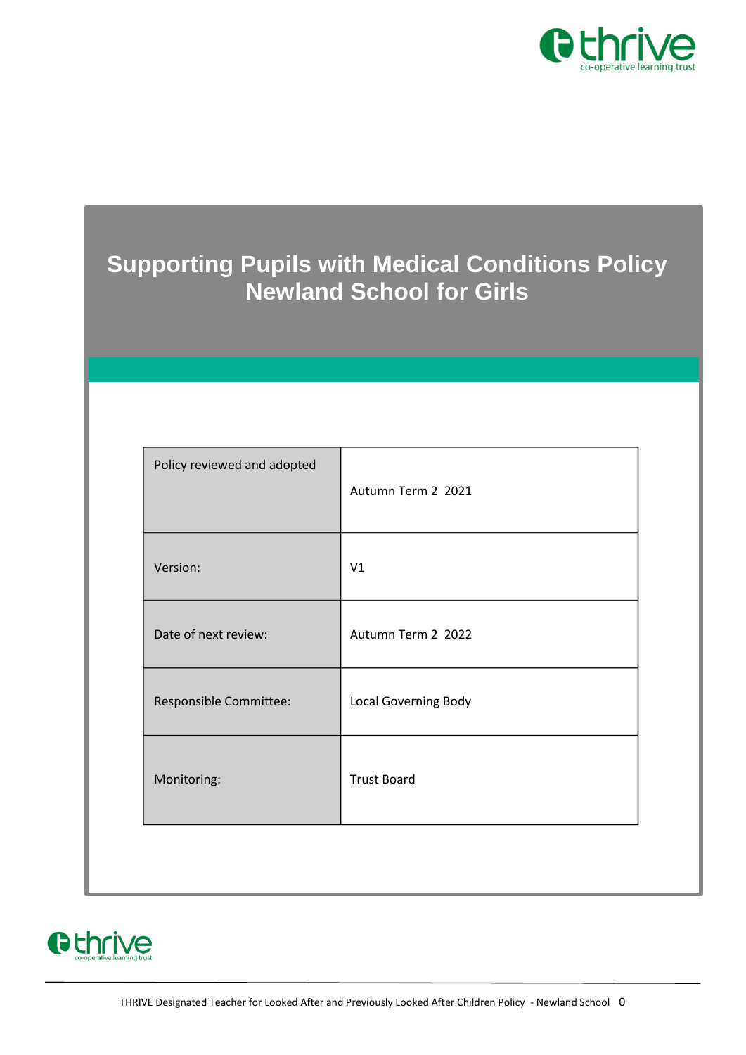# Supporting Pupils with Medical Conditions Policy
# Newland School for Girls

| Policy reviewed and adopted | Autumn Term 2 2021 |
|---|---|
| Version: | V1 |
| Date of next review: | Autumn Term 2 2022 |
| Responsible Committee: | Local Governing Body |
| Monitoring: | Trust Board |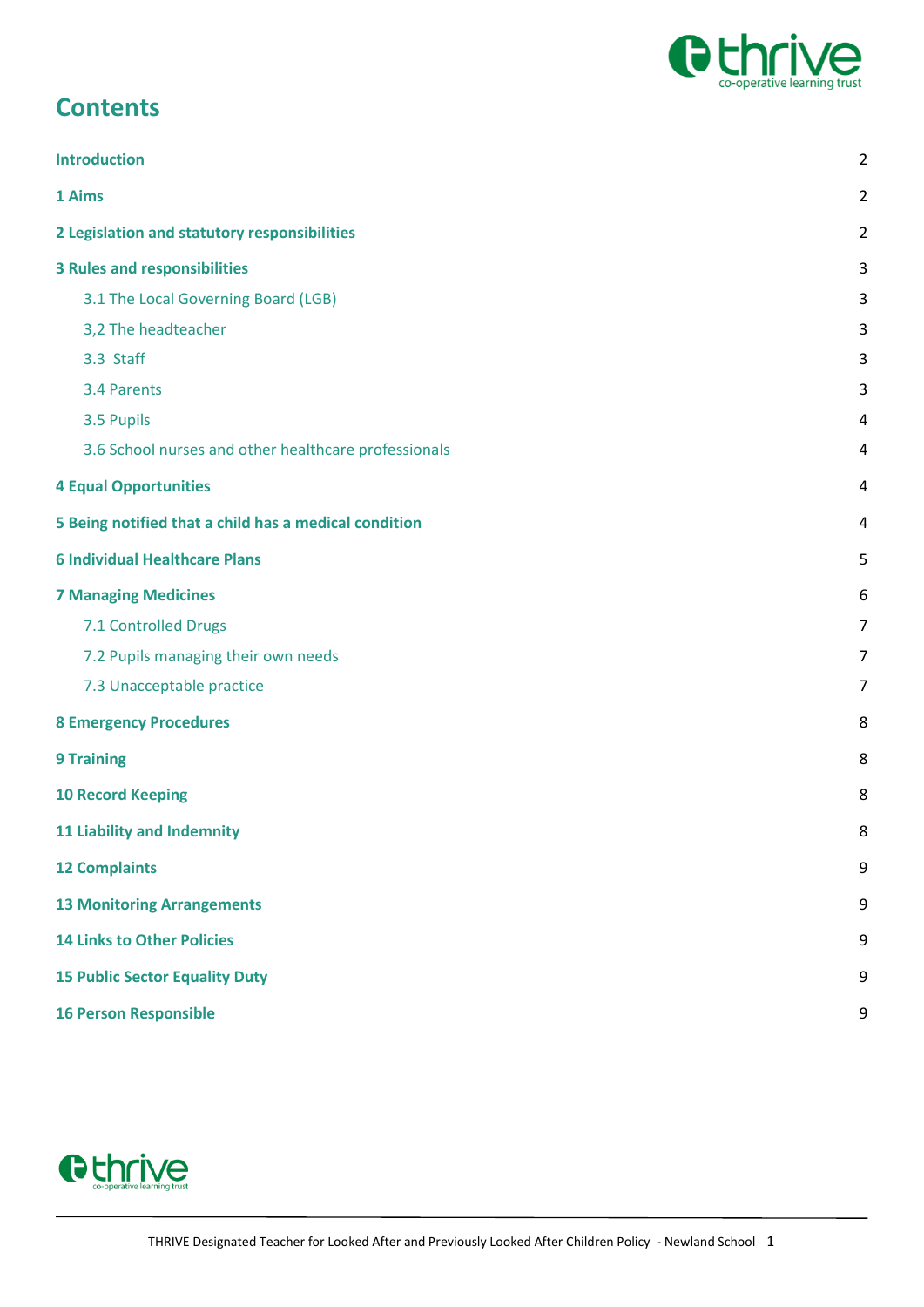# Contents

| | |
|---|---|
| **Introduction** | 2 |
| **1 Aims** | 2 |
| **2 Legislation and statutory responsibilities** | 2 |
| **3 Rules and responsibilities** | 3 |
| 3.1 The Local Governing Board (LGB) | 3 |
| 3,2 The headteacher | 3 |
| 3.3 Staff | 3 |
| 3.4 Parents | 3 |
| 3.5 Pupils | 4 |
| 3.6 School nurses and other healthcare professionals | 4 |
| **4 Equal Opportunities** | 4 |
| **5 Being notified that a child has a medical condition** | 4 |
| **6 Individual Healthcare Plans** | 5 |
| **7 Managing Medicines** | 6 |
| 7.1 Controlled Drugs | 7 |
| 7.2 Pupils managing their own needs | 7 |
| 7.3 Unacceptable practice | 7 |
| **8 Emergency Procedures** | 8 |
| **9 Training** | 8 |
| **10 Record Keeping** | 8 |
| **11 Liability and Indemnity** | 8 |
| **12 Complaints** | 9 |
| **13 Monitoring Arrangements** | 9 |
| **14 Links to Other Policies** | 9 |
| **15 Public Sector Equality Duty** | 9 |
| **16 Person Responsible** | 9 |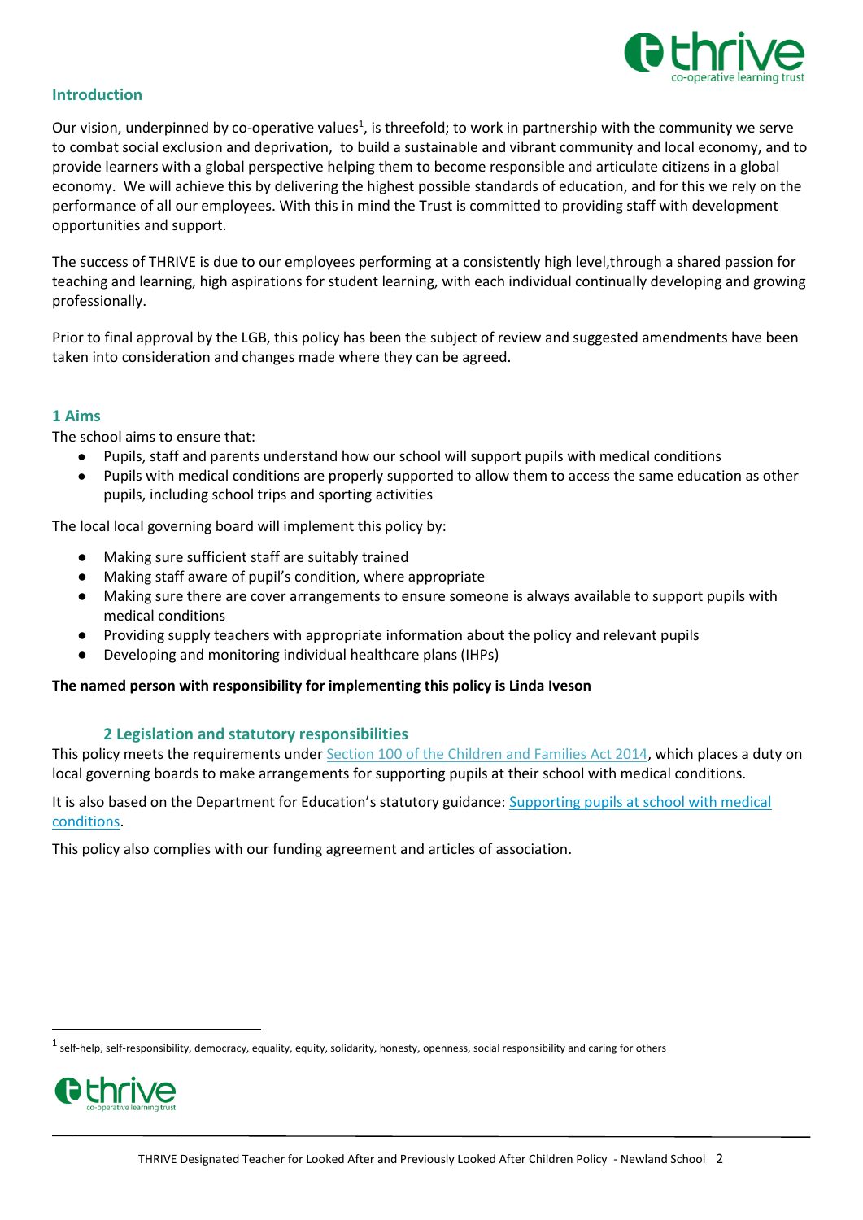## Introduction

Our vision, underpinned by co-operative values[1], is threefold; to work in partnership with the community we serve to combat social exclusion and deprivation,  to build a sustainable and vibrant community and local economy, and to provide learners with a global perspective helping them to become responsible and articulate citizens in a global economy.  We will achieve this by delivering the highest possible standards of education, and for this we rely on the performance of all our employees. With this in mind the Trust is committed to providing staff with development opportunities and support.

The success of THRIVE is due to our employees performing at a consistently high level,through a shared passion for teaching and learning, high aspirations for student learning, with each individual continually developing and growing professionally.

Prior to final approval by the LGB, this policy has been the subject of review and suggested amendments have been taken into consideration and changes made where they can be agreed.

## 1 Aims

The school aims to ensure that:

- Pupils, staff and parents understand how our school will support pupils with medical conditions
- Pupils with medical conditions are properly supported to allow them to access the same education as other pupils, including school trips and sporting activities

The local local governing board will implement this policy by:

- Making sure sufficient staff are suitably trained
- Making staff aware of pupil's condition, where appropriate
- Making sure there are cover arrangements to ensure someone is always available to support pupils with medical conditions
- Providing supply teachers with appropriate information about the policy and relevant pupils
- Developing and monitoring individual healthcare plans (IHPs)

**The named person with responsibility for implementing this policy is Linda Iveson**

## 2 Legislation and statutory responsibilities

This policy meets the requirements under Section 100 of the Children and Families Act 2014, which places a duty on local governing boards to make arrangements for supporting pupils at their school with medical conditions.

It is also based on the Department for Education's statutory guidance: Supporting pupils at school with medical conditions.

This policy also complies with our funding agreement and articles of association.

[1] self-help, self-responsibility, democracy, equality, equity, solidarity, honesty, openness, social responsibility and caring for others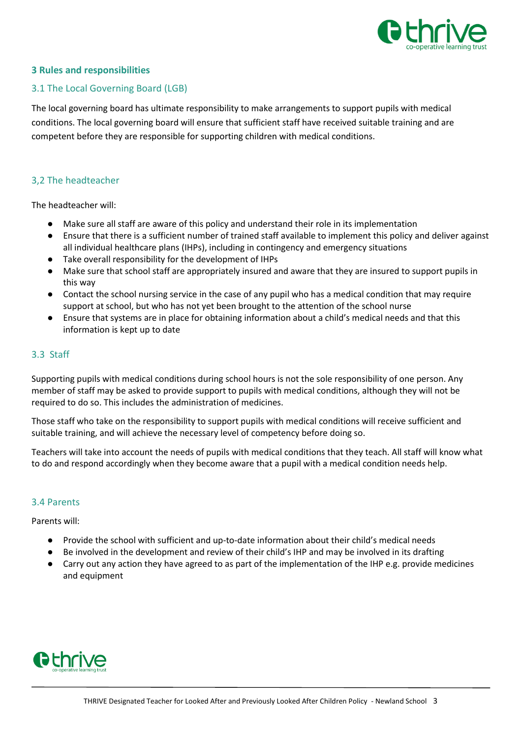## 3 Rules and responsibilities

### 3.1 The Local Governing Board (LGB)

The local governing board has ultimate responsibility to make arrangements to support pupils with medical conditions. The local governing board will ensure that sufficient staff have received suitable training and are competent before they are responsible for supporting children with medical conditions.

### 3,2 The headteacher

The headteacher will:

- Make sure all staff are aware of this policy and understand their role in its implementation
- Ensure that there is a sufficient number of trained staff available to implement this policy and deliver against all individual healthcare plans (IHPs), including in contingency and emergency situations
- Take overall responsibility for the development of IHPs
- Make sure that school staff are appropriately insured and aware that they are insured to support pupils in this way
- Contact the school nursing service in the case of any pupil who has a medical condition that may require support at school, but who has not yet been brought to the attention of the school nurse
- Ensure that systems are in place for obtaining information about a child's medical needs and that this information is kept up to date

### 3.3 Staff

Supporting pupils with medical conditions during school hours is not the sole responsibility of one person. Any member of staff may be asked to provide support to pupils with medical conditions, although they will not be required to do so. This includes the administration of medicines.

Those staff who take on the responsibility to support pupils with medical conditions will receive sufficient and suitable training, and will achieve the necessary level of competency before doing so.

Teachers will take into account the needs of pupils with medical conditions that they teach. All staff will know what to do and respond accordingly when they become aware that a pupil with a medical condition needs help.

### 3.4 Parents

Parents will:

- Provide the school with sufficient and up-to-date information about their child's medical needs
- Be involved in the development and review of their child's IHP and may be involved in its drafting
- Carry out any action they have agreed to as part of the implementation of the IHP e.g. provide medicines and equipment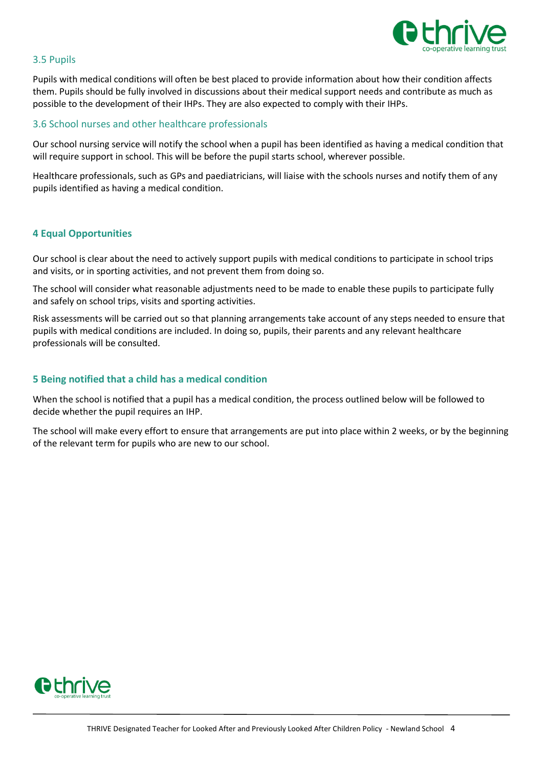### 3.5 Pupils

Pupils with medical conditions will often be best placed to provide information about how their condition affects them. Pupils should be fully involved in discussions about their medical support needs and contribute as much as possible to the development of their IHPs. They are also expected to comply with their IHPs.

### 3.6 School nurses and other healthcare professionals

Our school nursing service will notify the school when a pupil has been identified as having a medical condition that will require support in school. This will be before the pupil starts school, wherever possible.

Healthcare professionals, such as GPs and paediatricians, will liaise with the schools nurses and notify them of any pupils identified as having a medical condition.

## 4 Equal Opportunities

Our school is clear about the need to actively support pupils with medical conditions to participate in school trips and visits, or in sporting activities, and not prevent them from doing so.

The school will consider what reasonable adjustments need to be made to enable these pupils to participate fully and safely on school trips, visits and sporting activities.

Risk assessments will be carried out so that planning arrangements take account of any steps needed to ensure that pupils with medical conditions are included. In doing so, pupils, their parents and any relevant healthcare professionals will be consulted.

## 5 Being notified that a child has a medical condition

When the school is notified that a pupil has a medical condition, the process outlined below will be followed to decide whether the pupil requires an IHP.

The school will make every effort to ensure that arrangements are put into place within 2 weeks, or by the beginning of the relevant term for pupils who are new to our school.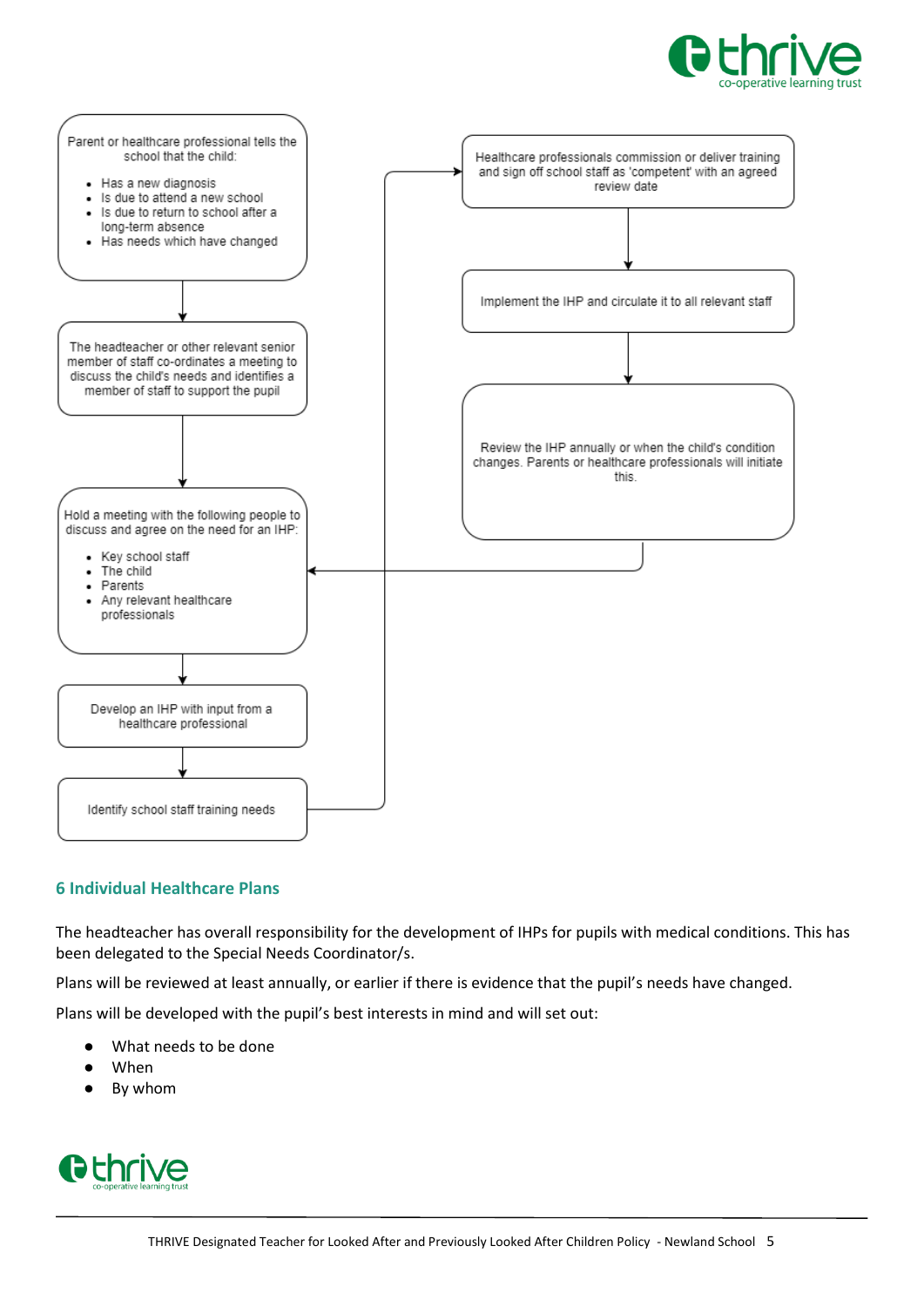Parent or healthcare professional tells the school that the child:

- Has a new diagnosis
- Is due to attend a new school
- Is due to return to school after a long-term absence
- Has needs which have changed

↓

The headteacher or other relevant senior member of staff co-ordinates a meeting to discuss the child's needs and identifies a member of staff to support the pupil

↓

Hold a meeting with the following people to discuss and agree on the need for an IHP:

- Key school staff
- The child
- Parents
- Any relevant healthcare professionals

↓

Develop an IHP with input from a healthcare professional

↓

Identify school staff training needs

↓

Healthcare professionals commission or deliver training and sign off school staff as 'competent' with an agreed review date

↓

Implement the IHP and circulate it to all relevant staff

↓

Review the IHP annually or when the child's condition changes. Parents or healthcare professionals will initiate this.

↓ (returns to "Hold a meeting…")

## 6 Individual Healthcare Plans

The headteacher has overall responsibility for the development of IHPs for pupils with medical conditions. This has been delegated to the Special Needs Coordinator/s.

Plans will be reviewed at least annually, or earlier if there is evidence that the pupil's needs have changed.

Plans will be developed with the pupil's best interests in mind and will set out:

- What needs to be done
- When
- By whom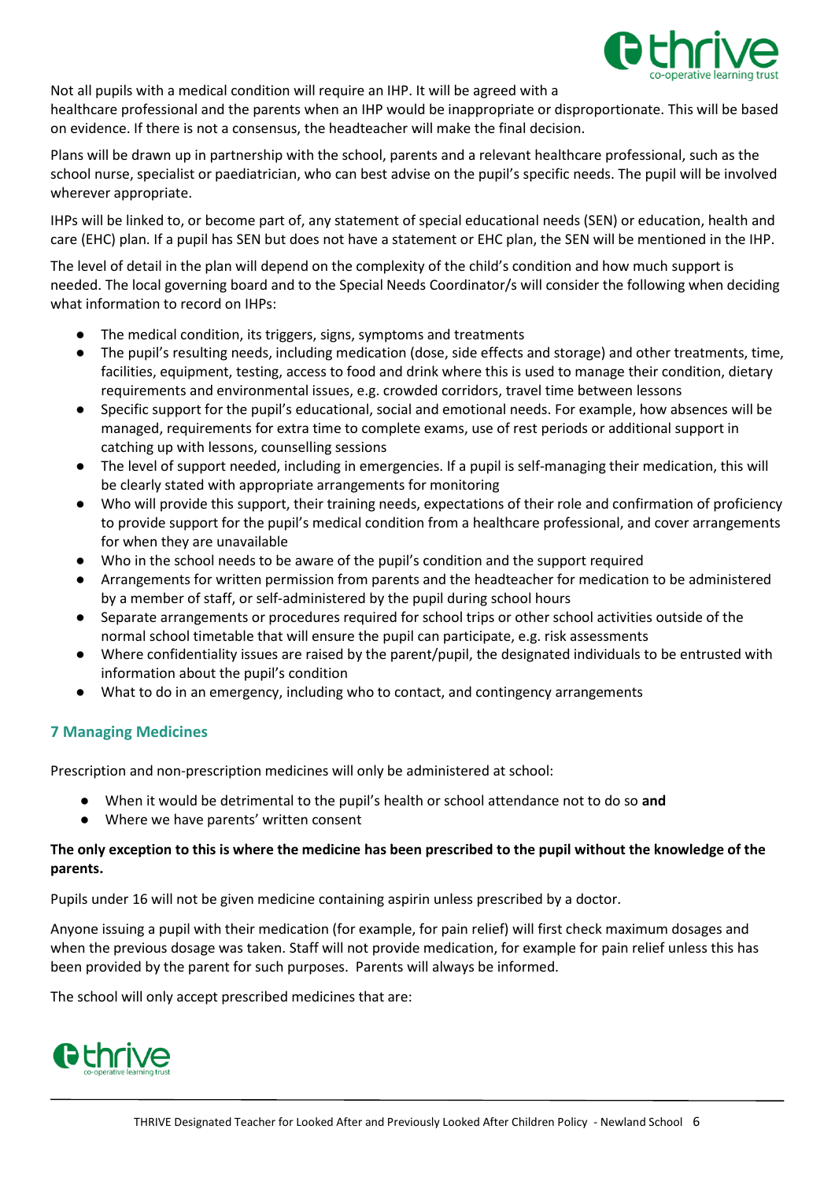Not all pupils with a medical condition will require an IHP. It will be agreed with a healthcare professional and the parents when an IHP would be inappropriate or disproportionate. This will be based on evidence. If there is not a consensus, the headteacher will make the final decision.

Plans will be drawn up in partnership with the school, parents and a relevant healthcare professional, such as the school nurse, specialist or paediatrician, who can best advise on the pupil's specific needs. The pupil will be involved wherever appropriate.

IHPs will be linked to, or become part of, any statement of special educational needs (SEN) or education, health and care (EHC) plan. If a pupil has SEN but does not have a statement or EHC plan, the SEN will be mentioned in the IHP.

The level of detail in the plan will depend on the complexity of the child's condition and how much support is needed. The local governing board and to the Special Needs Coordinator/s will consider the following when deciding what information to record on IHPs:

- The medical condition, its triggers, signs, symptoms and treatments
- The pupil's resulting needs, including medication (dose, side effects and storage) and other treatments, time, facilities, equipment, testing, access to food and drink where this is used to manage their condition, dietary requirements and environmental issues, e.g. crowded corridors, travel time between lessons
- Specific support for the pupil's educational, social and emotional needs. For example, how absences will be managed, requirements for extra time to complete exams, use of rest periods or additional support in catching up with lessons, counselling sessions
- The level of support needed, including in emergencies. If a pupil is self-managing their medication, this will be clearly stated with appropriate arrangements for monitoring
- Who will provide this support, their training needs, expectations of their role and confirmation of proficiency to provide support for the pupil's medical condition from a healthcare professional, and cover arrangements for when they are unavailable
- Who in the school needs to be aware of the pupil's condition and the support required
- Arrangements for written permission from parents and the headteacher for medication to be administered by a member of staff, or self-administered by the pupil during school hours
- Separate arrangements or procedures required for school trips or other school activities outside of the normal school timetable that will ensure the pupil can participate, e.g. risk assessments
- Where confidentiality issues are raised by the parent/pupil, the designated individuals to be entrusted with information about the pupil's condition
- What to do in an emergency, including who to contact, and contingency arrangements

## 7 Managing Medicines

Prescription and non-prescription medicines will only be administered at school:

- When it would be detrimental to the pupil's health or school attendance not to do so **and**
- Where we have parents' written consent

**The only exception to this is where the medicine has been prescribed to the pupil without the knowledge of the parents.**

Pupils under 16 will not be given medicine containing aspirin unless prescribed by a doctor.

Anyone issuing a pupil with their medication (for example, for pain relief) will first check maximum dosages and when the previous dosage was taken. Staff will not provide medication, for example for pain relief unless this has been provided by the parent for such purposes. Parents will always be informed.

The school will only accept prescribed medicines that are: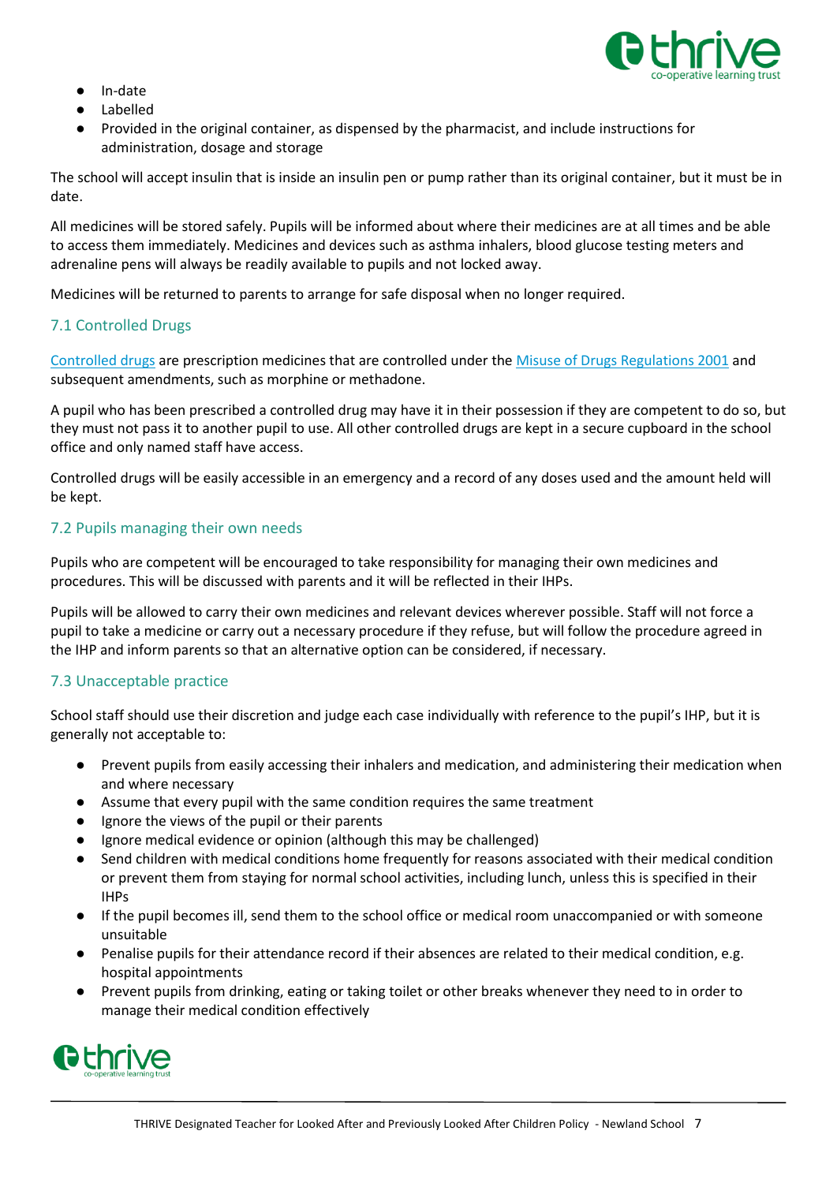- In-date
- Labelled
- Provided in the original container, as dispensed by the pharmacist, and include instructions for administration, dosage and storage

The school will accept insulin that is inside an insulin pen or pump rather than its original container, but it must be in date.

All medicines will be stored safely. Pupils will be informed about where their medicines are at all times and be able to access them immediately. Medicines and devices such as asthma inhalers, blood glucose testing meters and adrenaline pens will always be readily available to pupils and not locked away.

Medicines will be returned to parents to arrange for safe disposal when no longer required.

### 7.1 Controlled Drugs

Controlled drugs are prescription medicines that are controlled under the Misuse of Drugs Regulations 2001 and subsequent amendments, such as morphine or methadone.

A pupil who has been prescribed a controlled drug may have it in their possession if they are competent to do so, but they must not pass it to another pupil to use. All other controlled drugs are kept in a secure cupboard in the school office and only named staff have access.

Controlled drugs will be easily accessible in an emergency and a record of any doses used and the amount held will be kept.

### 7.2 Pupils managing their own needs

Pupils who are competent will be encouraged to take responsibility for managing their own medicines and procedures. This will be discussed with parents and it will be reflected in their IHPs.

Pupils will be allowed to carry their own medicines and relevant devices wherever possible. Staff will not force a pupil to take a medicine or carry out a necessary procedure if they refuse, but will follow the procedure agreed in the IHP and inform parents so that an alternative option can be considered, if necessary.

### 7.3 Unacceptable practice

School staff should use their discretion and judge each case individually with reference to the pupil's IHP, but it is generally not acceptable to:

- Prevent pupils from easily accessing their inhalers and medication, and administering their medication when and where necessary
- Assume that every pupil with the same condition requires the same treatment
- Ignore the views of the pupil or their parents
- Ignore medical evidence or opinion (although this may be challenged)
- Send children with medical conditions home frequently for reasons associated with their medical condition or prevent them from staying for normal school activities, including lunch, unless this is specified in their IHPs
- If the pupil becomes ill, send them to the school office or medical room unaccompanied or with someone unsuitable
- Penalise pupils for their attendance record if their absences are related to their medical condition, e.g. hospital appointments
- Prevent pupils from drinking, eating or taking toilet or other breaks whenever they need to in order to manage their medical condition effectively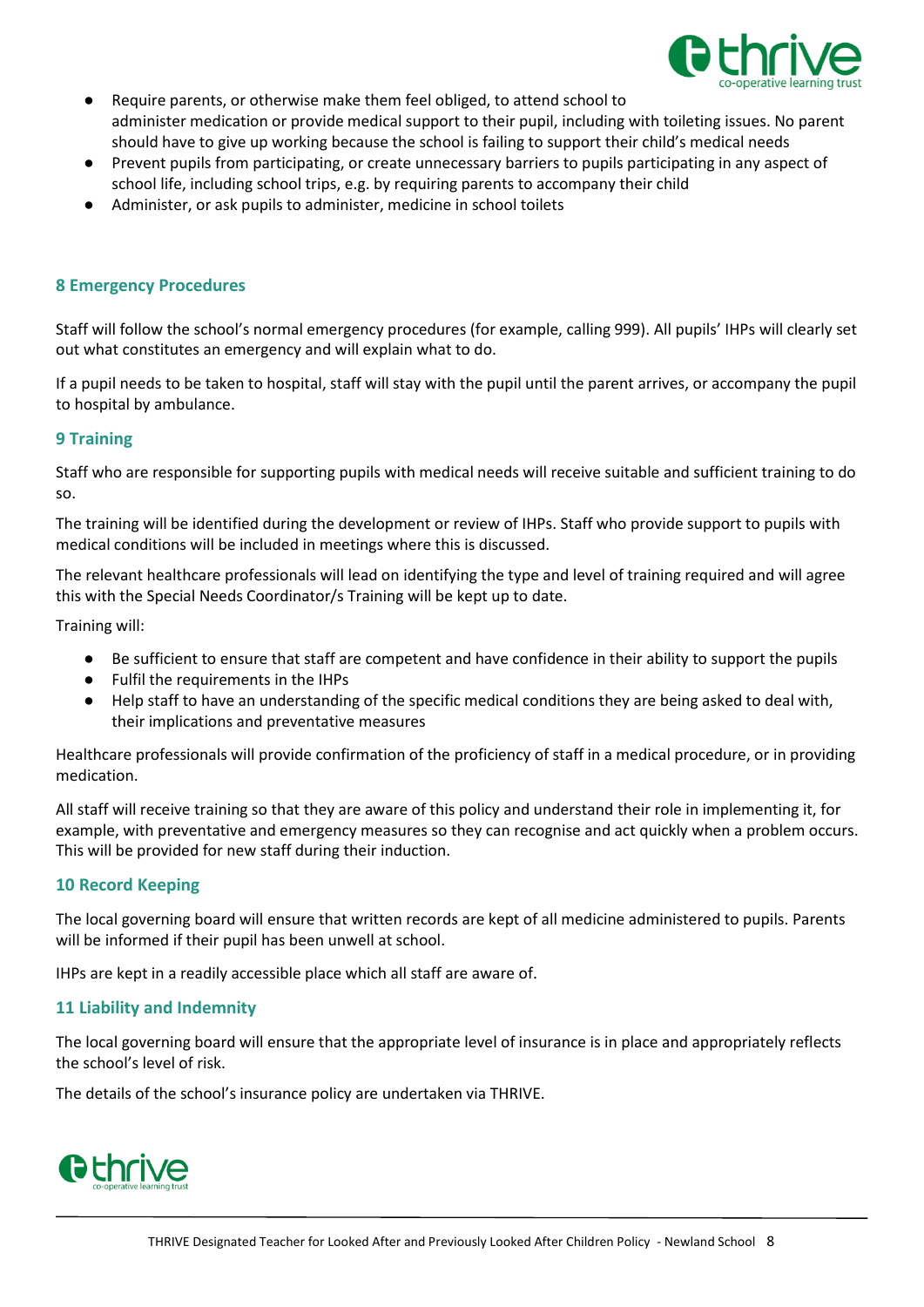- Require parents, or otherwise make them feel obliged, to attend school to administer medication or provide medical support to their pupil, including with toileting issues. No parent should have to give up working because the school is failing to support their child's medical needs
- Prevent pupils from participating, or create unnecessary barriers to pupils participating in any aspect of school life, including school trips, e.g. by requiring parents to accompany their child
- Administer, or ask pupils to administer, medicine in school toilets

## 8 Emergency Procedures

Staff will follow the school's normal emergency procedures (for example, calling 999). All pupils' IHPs will clearly set out what constitutes an emergency and will explain what to do.

If a pupil needs to be taken to hospital, staff will stay with the pupil until the parent arrives, or accompany the pupil to hospital by ambulance.

## 9 Training

Staff who are responsible for supporting pupils with medical needs will receive suitable and sufficient training to do so.

The training will be identified during the development or review of IHPs. Staff who provide support to pupils with medical conditions will be included in meetings where this is discussed.

The relevant healthcare professionals will lead on identifying the type and level of training required and will agree this with the Special Needs Coordinator/s Training will be kept up to date.

Training will:

- Be sufficient to ensure that staff are competent and have confidence in their ability to support the pupils
- Fulfil the requirements in the IHPs
- Help staff to have an understanding of the specific medical conditions they are being asked to deal with, their implications and preventative measures

Healthcare professionals will provide confirmation of the proficiency of staff in a medical procedure, or in providing medication.

All staff will receive training so that they are aware of this policy and understand their role in implementing it, for example, with preventative and emergency measures so they can recognise and act quickly when a problem occurs. This will be provided for new staff during their induction.

## 10 Record Keeping

The local governing board will ensure that written records are kept of all medicine administered to pupils. Parents will be informed if their pupil has been unwell at school.

IHPs are kept in a readily accessible place which all staff are aware of.

## 11 Liability and Indemnity

The local governing board will ensure that the appropriate level of insurance is in place and appropriately reflects the school's level of risk.

The details of the school's insurance policy are undertaken via THRIVE.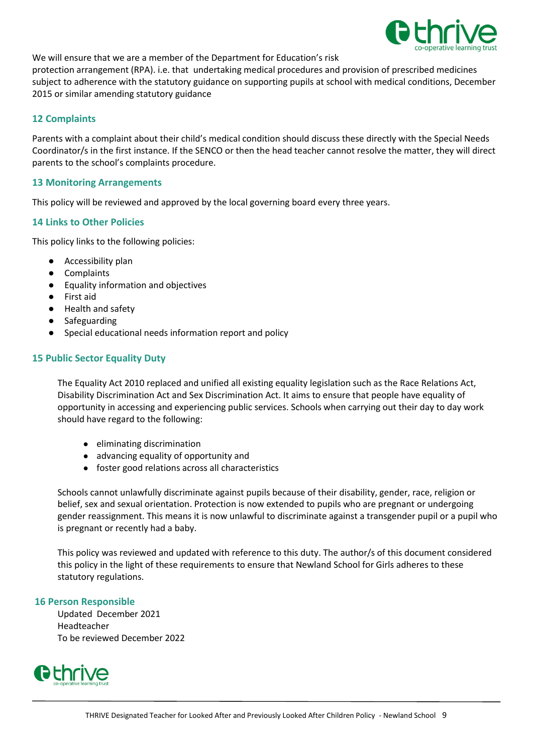We will ensure that we are a member of the Department for Education's risk protection arrangement (RPA). i.e. that undertaking medical procedures and provision of prescribed medicines subject to adherence with the statutory guidance on supporting pupils at school with medical conditions, December 2015 or similar amending statutory guidance

## 12 Complaints

Parents with a complaint about their child's medical condition should discuss these directly with the Special Needs Coordinator/s in the first instance. If the SENCO or then the head teacher cannot resolve the matter, they will direct parents to the school's complaints procedure.

## 13 Monitoring Arrangements

This policy will be reviewed and approved by the local governing board every three years.

## 14 Links to Other Policies

This policy links to the following policies:

- Accessibility plan
- Complaints
- Equality information and objectives
- First aid
- Health and safety
- Safeguarding
- Special educational needs information report and policy

## 15 Public Sector Equality Duty

The Equality Act 2010 replaced and unified all existing equality legislation such as the Race Relations Act, Disability Discrimination Act and Sex Discrimination Act. It aims to ensure that people have equality of opportunity in accessing and experiencing public services. Schools when carrying out their day to day work should have regard to the following:

- eliminating discrimination
- advancing equality of opportunity and
- foster good relations across all characteristics

Schools cannot unlawfully discriminate against pupils because of their disability, gender, race, religion or belief, sex and sexual orientation. Protection is now extended to pupils who are pregnant or undergoing gender reassignment. This means it is now unlawful to discriminate against a transgender pupil or a pupil who is pregnant or recently had a baby.

This policy was reviewed and updated with reference to this duty. The author/s of this document considered this policy in the light of these requirements to ensure that Newland School for Girls adheres to these statutory regulations.

## 16 Person Responsible

Updated December 2021
Headteacher
To be reviewed December 2022